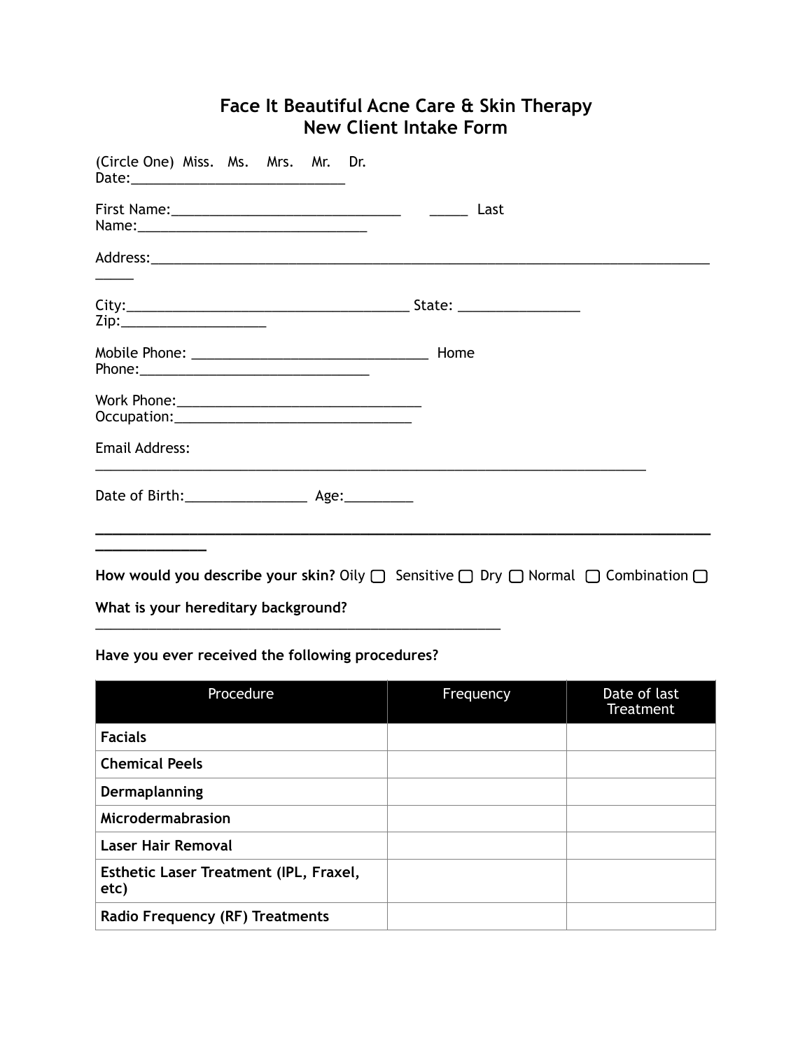# Face It Beautiful Acne Care & Skin Therapy
## New Client Intake Form

(Circle One) Miss. Ms. Mrs. Mr. Dr.
Date:____________________________

First Name:______________________________ _____ Last Name:______________________________

Address:_____________________________________________________________________________

City:_____________________________________ State: ________________
Zip:___________________

Mobile Phone: _______________________________ Home Phone:______________________________

Work Phone:_________________________________
Occupation:_______________________________

Email Address:
_________________________________________________________________________

Date of Birth:________________ Age:_________

______________________________________________________________________________________

**How would you describe your skin?** Oily ▢ Sensitive ▢ Dry ▢ Normal ▢ Combination ▢

**What is your hereditary background?**
_____________________________________________________

**Have you ever received the following procedures?**

| Procedure | Frequency | Date of last Treatment |
| --- | --- | --- |
| **Facials** | | |
| **Chemical Peels** | | |
| **Dermaplanning** | | |
| **Microdermabrasion** | | |
| **Laser Hair Removal** | | |
| **Esthetic Laser Treatment (IPL, Fraxel, etc)** | | |
| **Radio Frequency (RF) Treatments** | | |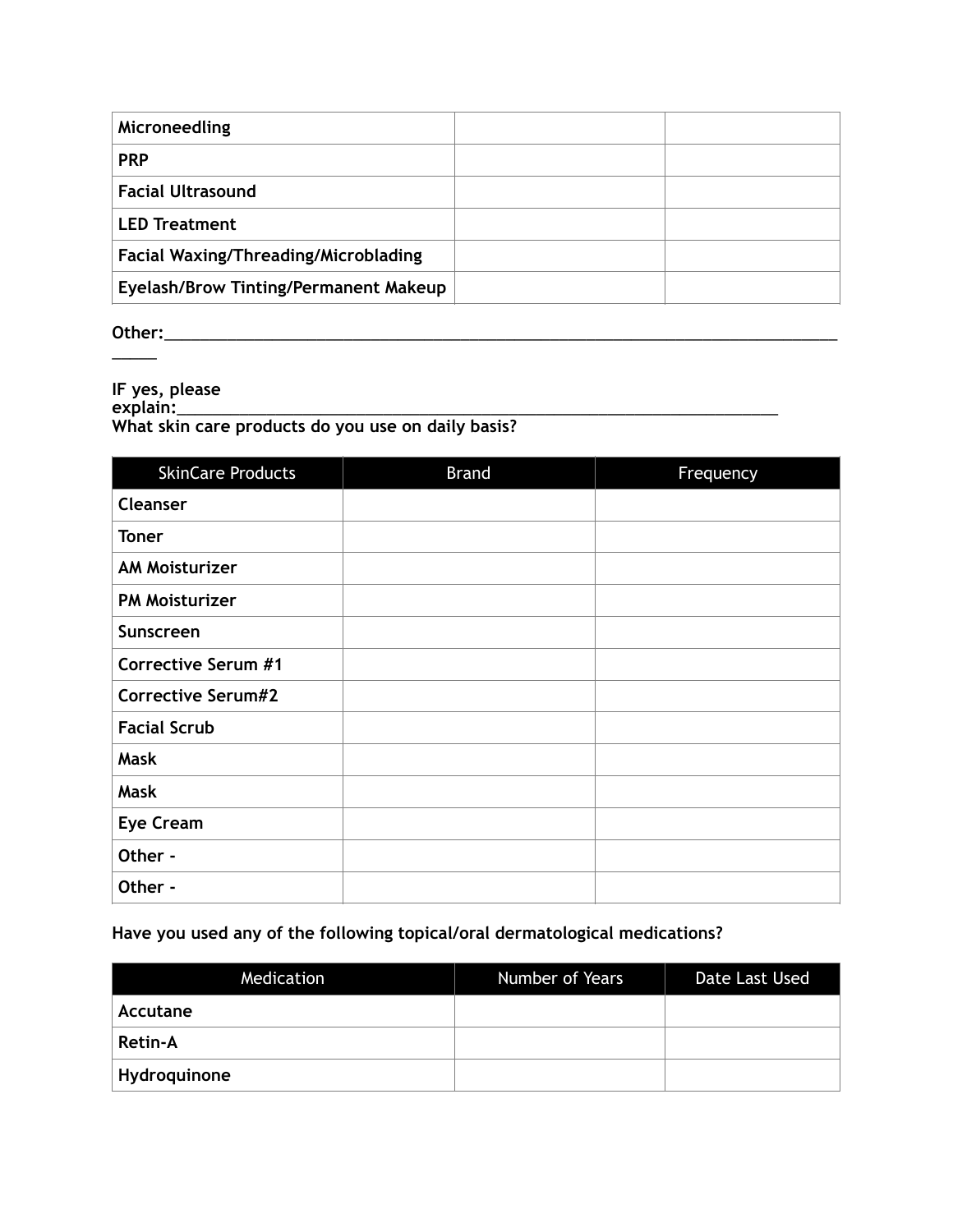| | | |
|---|---|---|
| **Microneedling** | | |
| **PRP** | | |
| **Facial Ultrasound** | | |
| **LED Treatment** | | |
| **Facial Waxing/Threading/Microblading** | | |
| **Eyelash/Brow Tinting/Permanent Makeup** | | |

**Other:**_______________________________________________________________________________

**IF yes, please explain:**_________________________________________________________________________

**What skin care products do you use on daily basis?**

| SkinCare Products | Brand | Frequency |
|---|---|---|
| **Cleanser** | | |
| **Toner** | | |
| **AM Moisturizer** | | |
| **PM Moisturizer** | | |
| **Sunscreen** | | |
| **Corrective Serum #1** | | |
| **Corrective Serum#2** | | |
| **Facial Scrub** | | |
| **Mask** | | |
| **Mask** | | |
| **Eye Cream** | | |
| **Other -** | | |
| **Other -** | | |

**Have you used any of the following topical/oral dermatological medications?**

| Medication | Number of Years | Date Last Used |
|---|---|---|
| **Accutane** | | |
| **Retin-A** | | |
| **Hydroquinone** | | |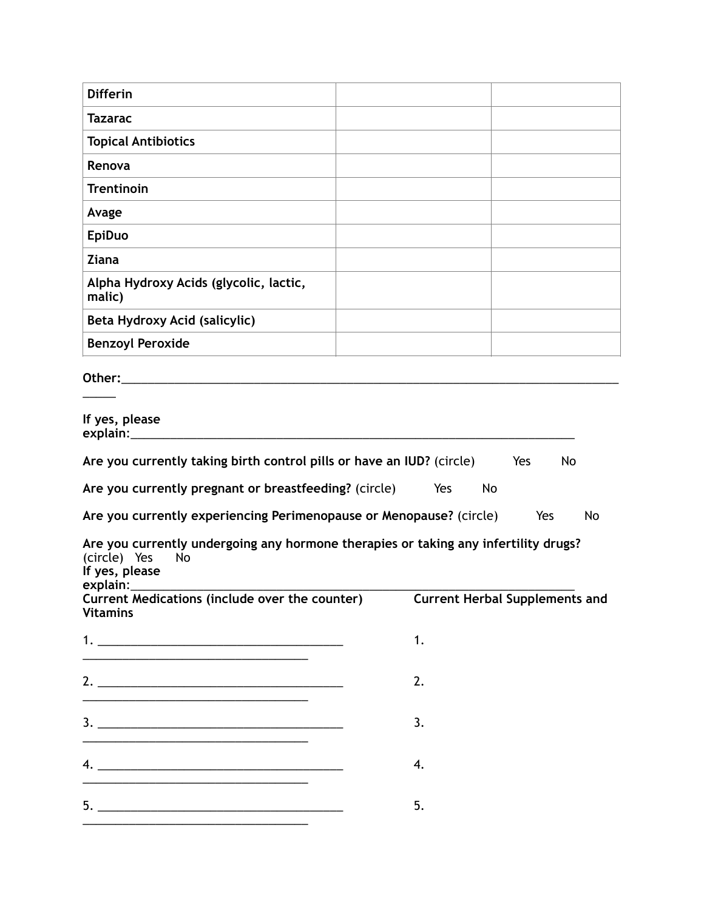| | | |
|---|---|---|
| **Differin** | | |
| **Tazarac** | | |
| **Topical Antibiotics** | | |
| **Renova** | | |
| **Trentinoin** | | |
| **Avage** | | |
| **EpiDuo** | | |
| **Ziana** | | |
| **Alpha Hydroxy Acids (glycolic, lactic, malic)** | | |
| **Beta Hydroxy Acid (salicylic)** | | |
| **Benzoyl Peroxide** | | |

**Other:**_____________________________________________________________________________

**If yes, please explain:**_______________________________________________________________________

**Are you currently taking birth control pills or have an IUD?** (circle) Yes No

**Are you currently pregnant or breastfeeding?** (circle) Yes No

**Are you currently experiencing Perimenopause or Menopause?** (circle) Yes No

**Are you currently undergoing any hormone therapies or taking any infertility drugs?** (circle) Yes No

**If yes, please explain:**_______________________________________________________________________

**Current Medications (include over the counter)**

1. ______________________________________________________________________________
2. ______________________________________________________________________________
3. ______________________________________________________________________________
4. ______________________________________________________________________________
5. ______________________________________________________________________________

**Current Herbal Supplements and Vitamins**

1.
2.
3.
4.
5.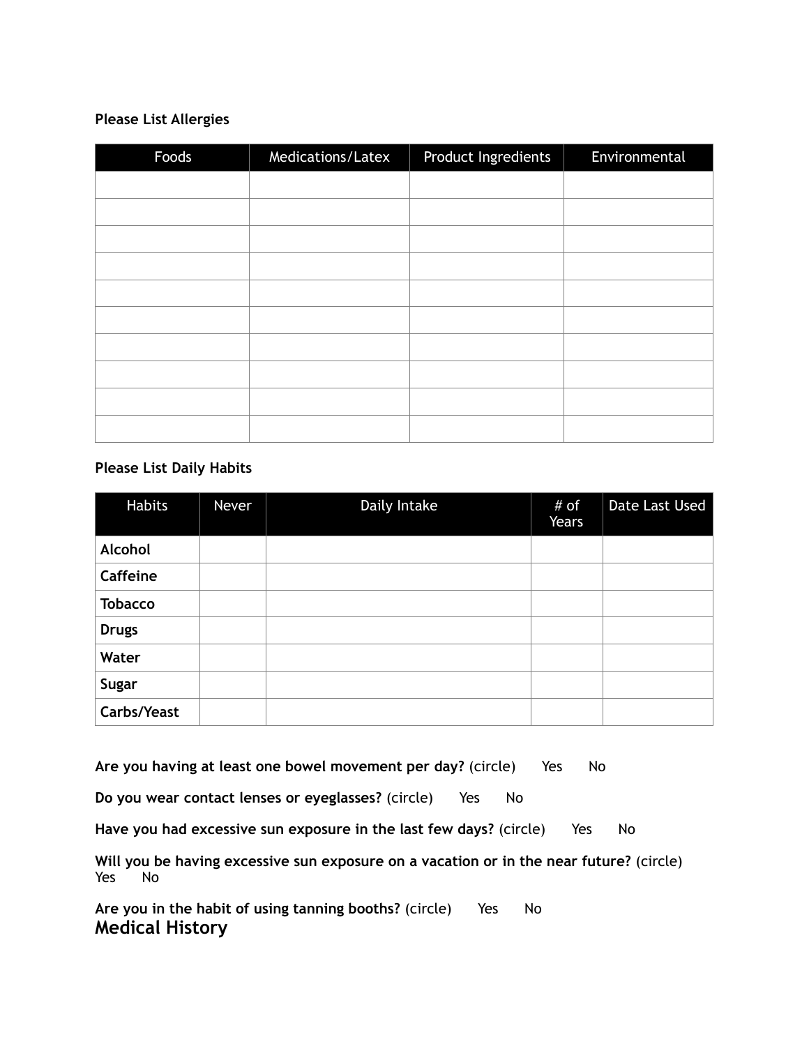**Please List Allergies**

| Foods | Medications/Latex | Product Ingredients | Environmental |
|---|---|---|---|
| | | | |
| | | | |
| | | | |
| | | | |
| | | | |
| | | | |
| | | | |
| | | | |
| | | | |
| | | | |

**Please List Daily Habits**

| Habits | Never | Daily Intake | # of Years | Date Last Used |
|---|---|---|---|---|
| **Alcohol** | | | | |
| **Caffeine** | | | | |
| **Tobacco** | | | | |
| **Drugs** | | | | |
| **Water** | | | | |
| **Sugar** | | | | |
| **Carbs/Yeast** | | | | |

**Are you having at least one bowel movement per day?** (circle) Yes No

**Do you wear contact lenses or eyeglasses?** (circle) Yes No

**Have you had excessive sun exposure in the last few days?** (circle) Yes No

**Will you be having excessive sun exposure on a vacation or in the near future?** (circle) Yes No

**Are you in the habit of using tanning booths?** (circle) Yes No

## Medical History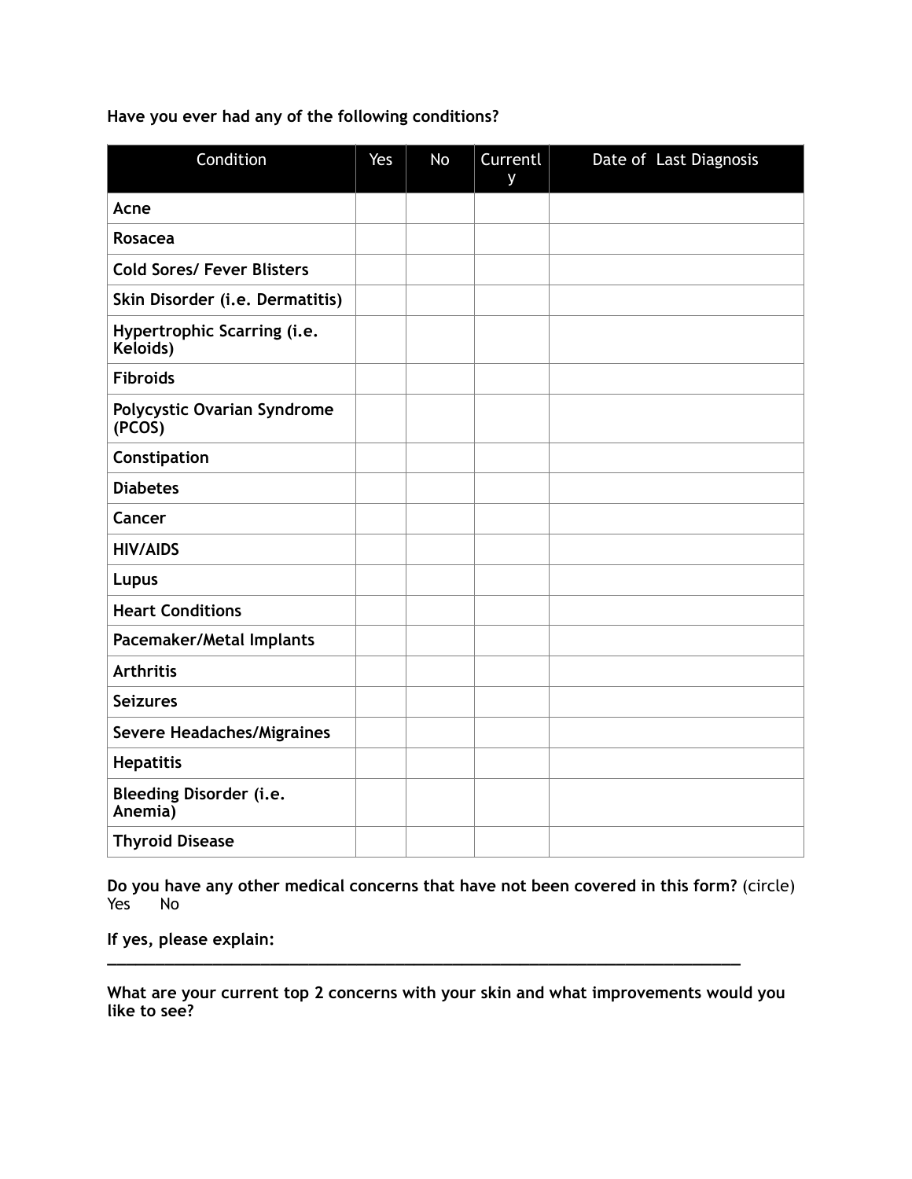**Have you ever had any of the following conditions?**

| Condition | Yes | No | Currently | Date of Last Diagnosis |
|---|---|---|---|---|
| **Acne** | | | | |
| **Rosacea** | | | | |
| **Cold Sores/ Fever Blisters** | | | | |
| **Skin Disorder (i.e. Dermatitis)** | | | | |
| **Hypertrophic Scarring (i.e. Keloids)** | | | | |
| **Fibroids** | | | | |
| **Polycystic Ovarian Syndrome (PCOS)** | | | | |
| **Constipation** | | | | |
| **Diabetes** | | | | |
| **Cancer** | | | | |
| **HIV/AIDS** | | | | |
| **Lupus** | | | | |
| **Heart Conditions** | | | | |
| **Pacemaker/Metal Implants** | | | | |
| **Arthritis** | | | | |
| **Seizures** | | | | |
| **Severe Headaches/Migraines** | | | | |
| **Hepatitis** | | | | |
| **Bleeding Disorder (i.e. Anemia)** | | | | |
| **Thyroid Disease** | | | | |

**Do you have any other medical concerns that have not been covered in this form?** (circle)
Yes No

**If yes, please explain:**
______________________________________________________________________

**What are your current top 2 concerns with your skin and what improvements would you like to see?**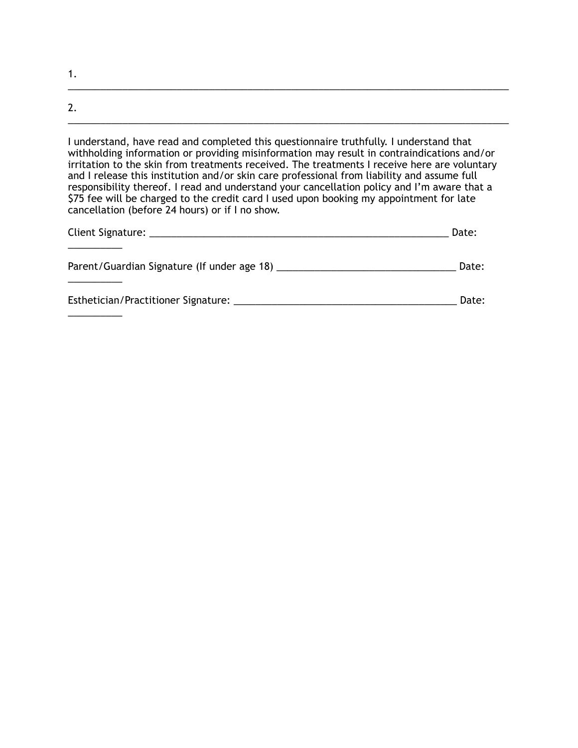1. ______________________________________________________________________________

2. ______________________________________________________________________________

I understand, have read and completed this questionnaire truthfully. I understand that withholding information or providing misinformation may result in contraindications and/or irritation to the skin from treatments received. The treatments I receive here are voluntary and I release this institution and/or skin care professional from liability and assume full responsibility thereof. I read and understand your cancellation policy and I'm aware that a $75 fee will be charged to the credit card I used upon booking my appointment for late cancellation (before 24 hours) or if I no show.

Client Signature: ________________________________________________________ Date: __________

Parent/Guardian Signature (If under age 18) _________________________________ Date: __________

Esthetician/Practitioner Signature: _________________________________________ Date: __________